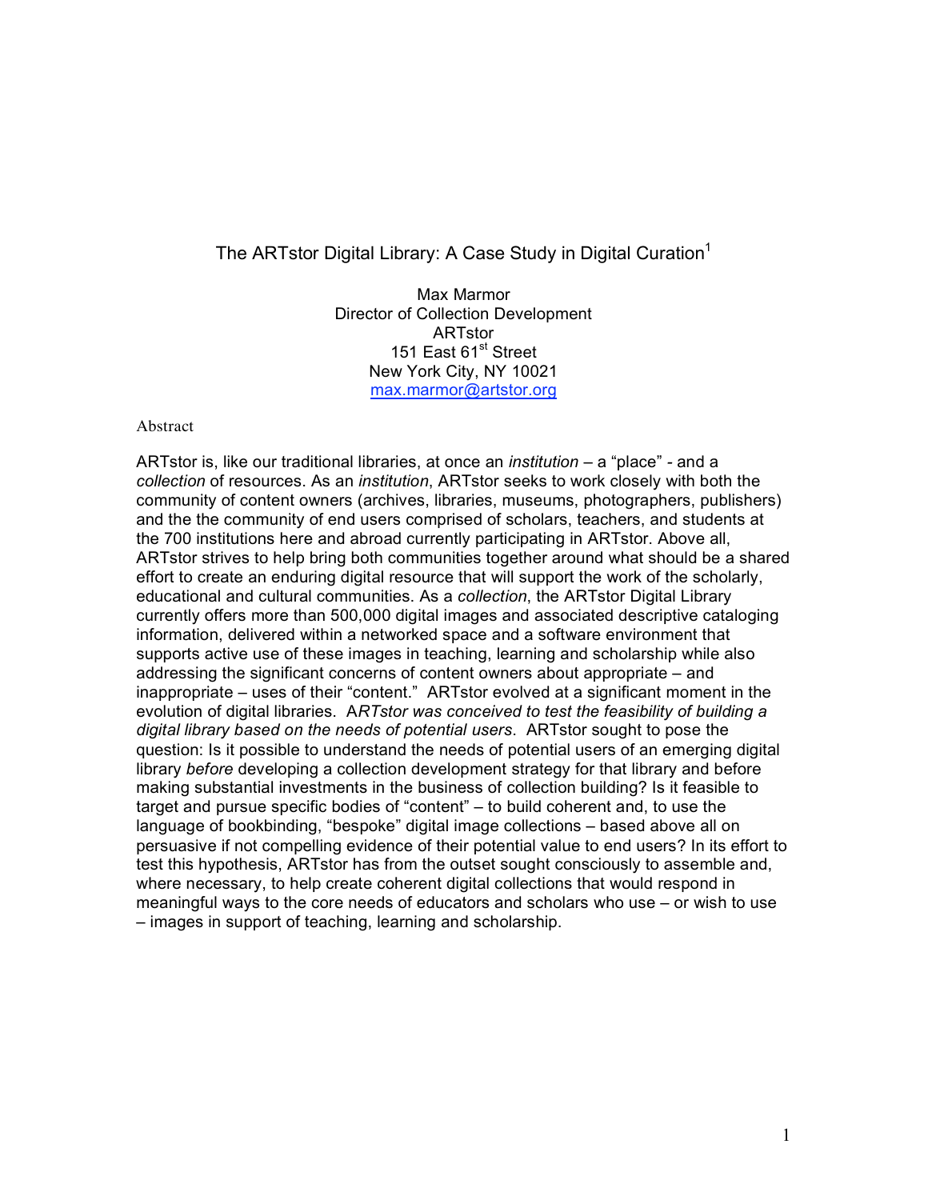# The ARTstor Digital Library: A Case Study in Digital Curation[1]

Max Marmor
Director of Collection Development
ARTstor
151 East 61st Street
New York City, NY 10021
max.marmor@artstor.org

## Abstract

ARTstor is, like our traditional libraries, at once an *institution* – a "place" - and a *collection* of resources. As an *institution*, ARTstor seeks to work closely with both the community of content owners (archives, libraries, museums, photographers, publishers) and the the community of end users comprised of scholars, teachers, and students at the 700 institutions here and abroad currently participating in ARTstor. Above all, ARTstor strives to help bring both communities together around what should be a shared effort to create an enduring digital resource that will support the work of the scholarly, educational and cultural communities. As a *collection*, the ARTstor Digital Library currently offers more than 500,000 digital images and associated descriptive cataloging information, delivered within a networked space and a software environment that supports active use of these images in teaching, learning and scholarship while also addressing the significant concerns of content owners about appropriate – and inappropriate – uses of their "content." ARTstor evolved at a significant moment in the evolution of digital libraries. A*RTstor was conceived to test the feasibility of building a digital library based on the needs of potential users*. ARTstor sought to pose the question: Is it possible to understand the needs of potential users of an emerging digital library *before* developing a collection development strategy for that library and before making substantial investments in the business of collection building? Is it feasible to target and pursue specific bodies of "content" – to build coherent and, to use the language of bookbinding, "bespoke" digital image collections – based above all on persuasive if not compelling evidence of their potential value to end users? In its effort to test this hypothesis, ARTstor has from the outset sought consciously to assemble and, where necessary, to help create coherent digital collections that would respond in meaningful ways to the core needs of educators and scholars who use – or wish to use – images in support of teaching, learning and scholarship.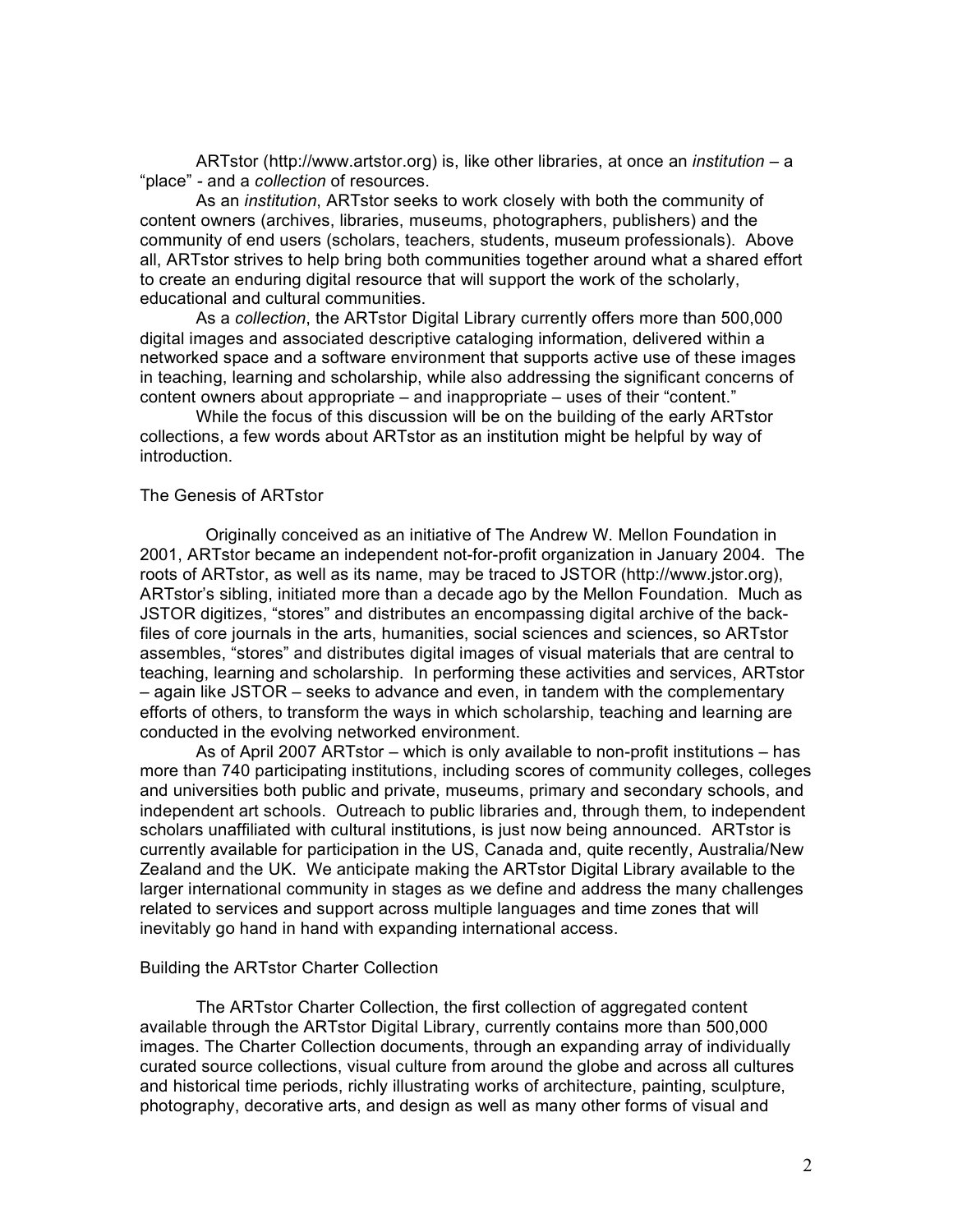ARTstor (http://www.artstor.org) is, like other libraries, at once an *institution* – a "place" - and a *collection* of resources.

As an *institution*, ARTstor seeks to work closely with both the community of content owners (archives, libraries, museums, photographers, publishers) and the community of end users (scholars, teachers, students, museum professionals). Above all, ARTstor strives to help bring both communities together around what a shared effort to create an enduring digital resource that will support the work of the scholarly, educational and cultural communities.

As a *collection*, the ARTstor Digital Library currently offers more than 500,000 digital images and associated descriptive cataloging information, delivered within a networked space and a software environment that supports active use of these images in teaching, learning and scholarship, while also addressing the significant concerns of content owners about appropriate – and inappropriate – uses of their "content."

While the focus of this discussion will be on the building of the early ARTstor collections, a few words about ARTstor as an institution might be helpful by way of introduction.

## The Genesis of ARTstor

Originally conceived as an initiative of The Andrew W. Mellon Foundation in 2001, ARTstor became an independent not-for-profit organization in January 2004. The roots of ARTstor, as well as its name, may be traced to JSTOR (http://www.jstor.org), ARTstor's sibling, initiated more than a decade ago by the Mellon Foundation. Much as JSTOR digitizes, "stores" and distributes an encompassing digital archive of the back-files of core journals in the arts, humanities, social sciences and sciences, so ARTstor assembles, "stores" and distributes digital images of visual materials that are central to teaching, learning and scholarship. In performing these activities and services, ARTstor – again like JSTOR – seeks to advance and even, in tandem with the complementary efforts of others, to transform the ways in which scholarship, teaching and learning are conducted in the evolving networked environment.

As of April 2007 ARTstor – which is only available to non-profit institutions – has more than 740 participating institutions, including scores of community colleges, colleges and universities both public and private, museums, primary and secondary schools, and independent art schools. Outreach to public libraries and, through them, to independent scholars unaffiliated with cultural institutions, is just now being announced. ARTstor is currently available for participation in the US, Canada and, quite recently, Australia/New Zealand and the UK. We anticipate making the ARTstor Digital Library available to the larger international community in stages as we define and address the many challenges related to services and support across multiple languages and time zones that will inevitably go hand in hand with expanding international access.

## Building the ARTstor Charter Collection

The ARTstor Charter Collection, the first collection of aggregated content available through the ARTstor Digital Library, currently contains more than 500,000 images. The Charter Collection documents, through an expanding array of individually curated source collections, visual culture from around the globe and across all cultures and historical time periods, richly illustrating works of architecture, painting, sculpture, photography, decorative arts, and design as well as many other forms of visual and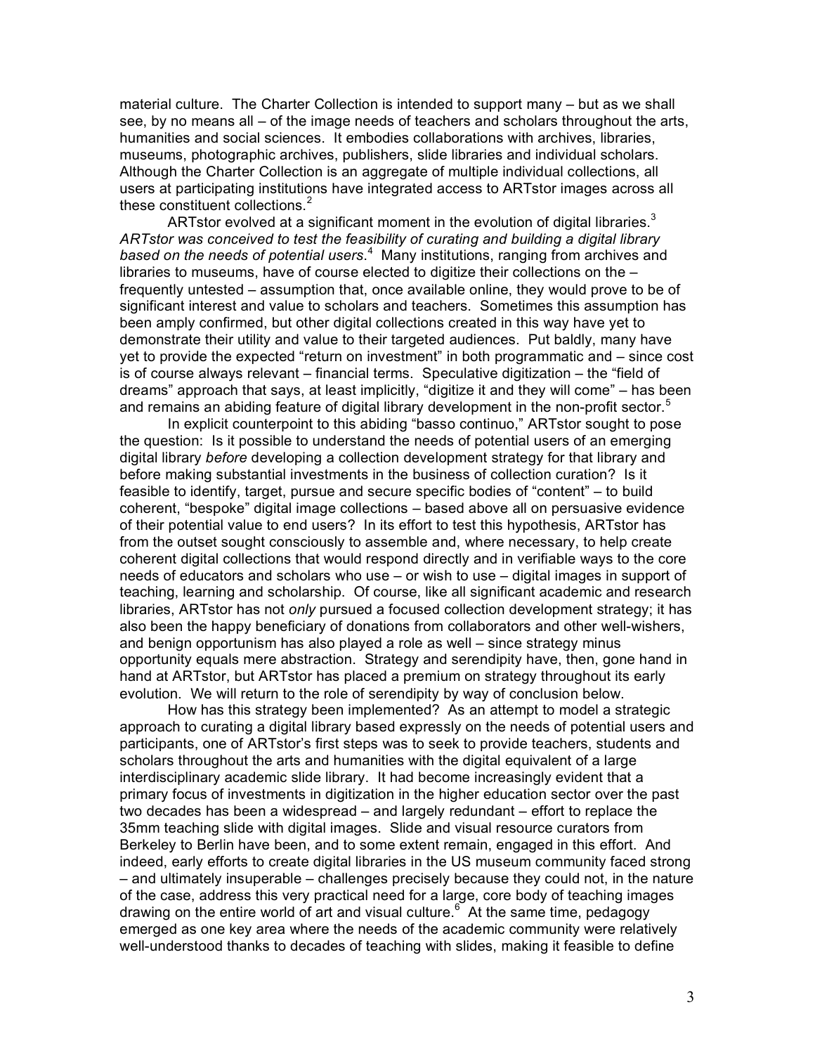material culture. The Charter Collection is intended to support many – but as we shall see, by no means all – of the image needs of teachers and scholars throughout the arts, humanities and social sciences. It embodies collaborations with archives, libraries, museums, photographic archives, publishers, slide libraries and individual scholars. Although the Charter Collection is an aggregate of multiple individual collections, all users at participating institutions have integrated access to ARTstor images across all these constituent collections.[2]

ARTstor evolved at a significant moment in the evolution of digital libraries.[3] *ARTstor was conceived to test the feasibility of curating and building a digital library based on the needs of potential users*.[4] Many institutions, ranging from archives and libraries to museums, have of course elected to digitize their collections on the – frequently untested – assumption that, once available online, they would prove to be of significant interest and value to scholars and teachers. Sometimes this assumption has been amply confirmed, but other digital collections created in this way have yet to demonstrate their utility and value to their targeted audiences. Put baldly, many have yet to provide the expected "return on investment" in both programmatic and – since cost is of course always relevant – financial terms. Speculative digitization – the "field of dreams" approach that says, at least implicitly, "digitize it and they will come" – has been and remains an abiding feature of digital library development in the non-profit sector.[5]

In explicit counterpoint to this abiding "basso continuo," ARTstor sought to pose the question: Is it possible to understand the needs of potential users of an emerging digital library *before* developing a collection development strategy for that library and before making substantial investments in the business of collection curation? Is it feasible to identify, target, pursue and secure specific bodies of "content" – to build coherent, "bespoke" digital image collections – based above all on persuasive evidence of their potential value to end users? In its effort to test this hypothesis, ARTstor has from the outset sought consciously to assemble and, where necessary, to help create coherent digital collections that would respond directly and in verifiable ways to the core needs of educators and scholars who use – or wish to use – digital images in support of teaching, learning and scholarship. Of course, like all significant academic and research libraries, ARTstor has not *only* pursued a focused collection development strategy; it has also been the happy beneficiary of donations from collaborators and other well-wishers, and benign opportunism has also played a role as well – since strategy minus opportunity equals mere abstraction. Strategy and serendipity have, then, gone hand in hand at ARTstor, but ARTstor has placed a premium on strategy throughout its early evolution. We will return to the role of serendipity by way of conclusion below.

How has this strategy been implemented? As an attempt to model a strategic approach to curating a digital library based expressly on the needs of potential users and participants, one of ARTstor's first steps was to seek to provide teachers, students and scholars throughout the arts and humanities with the digital equivalent of a large interdisciplinary academic slide library. It had become increasingly evident that a primary focus of investments in digitization in the higher education sector over the past two decades has been a widespread – and largely redundant – effort to replace the 35mm teaching slide with digital images. Slide and visual resource curators from Berkeley to Berlin have been, and to some extent remain, engaged in this effort. And indeed, early efforts to create digital libraries in the US museum community faced strong – and ultimately insuperable – challenges precisely because they could not, in the nature of the case, address this very practical need for a large, core body of teaching images drawing on the entire world of art and visual culture.[6] At the same time, pedagogy emerged as one key area where the needs of the academic community were relatively well-understood thanks to decades of teaching with slides, making it feasible to define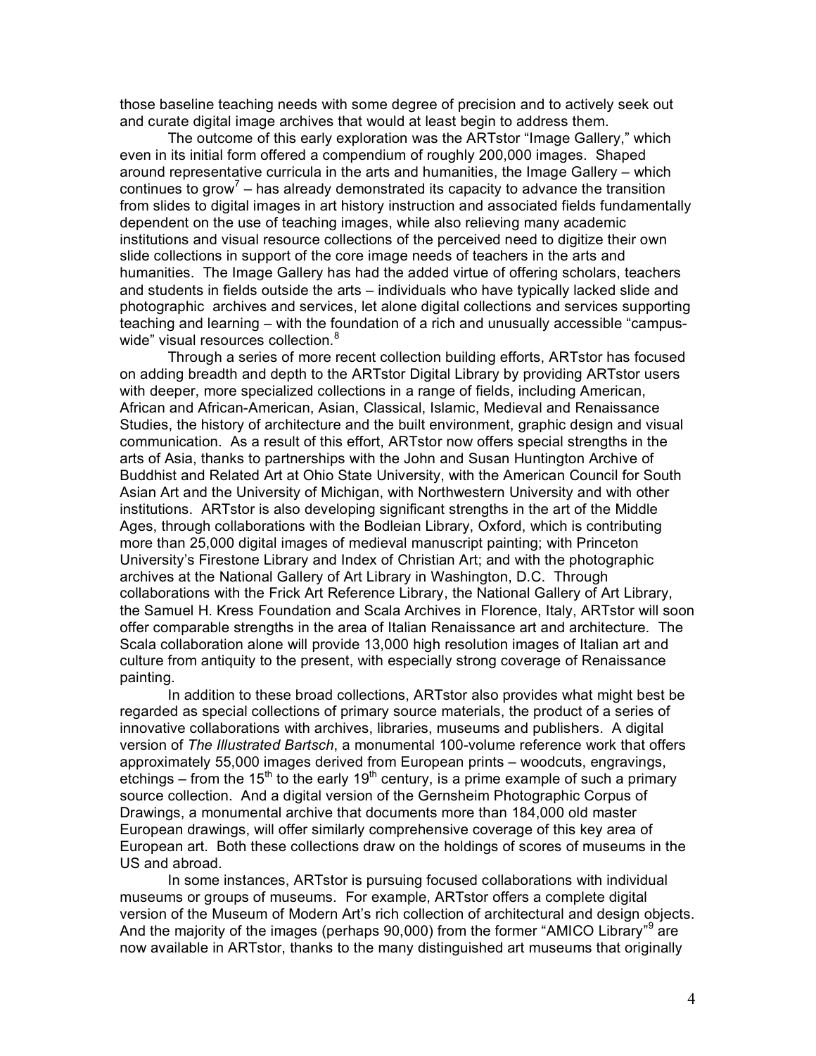those baseline teaching needs with some degree of precision and to actively seek out and curate digital image archives that would at least begin to address them.

The outcome of this early exploration was the ARTstor "Image Gallery," which even in its initial form offered a compendium of roughly 200,000 images. Shaped around representative curricula in the arts and humanities, the Image Gallery – which continues to grow[7] – has already demonstrated its capacity to advance the transition from slides to digital images in art history instruction and associated fields fundamentally dependent on the use of teaching images, while also relieving many academic institutions and visual resource collections of the perceived need to digitize their own slide collections in support of the core image needs of teachers in the arts and humanities. The Image Gallery has had the added virtue of offering scholars, teachers and students in fields outside the arts – individuals who have typically lacked slide and photographic archives and services, let alone digital collections and services supporting teaching and learning – with the foundation of a rich and unusually accessible "campus-wide" visual resources collection.[8]

Through a series of more recent collection building efforts, ARTstor has focused on adding breadth and depth to the ARTstor Digital Library by providing ARTstor users with deeper, more specialized collections in a range of fields, including American, African and African-American, Asian, Classical, Islamic, Medieval and Renaissance Studies, the history of architecture and the built environment, graphic design and visual communication. As a result of this effort, ARTstor now offers special strengths in the arts of Asia, thanks to partnerships with the John and Susan Huntington Archive of Buddhist and Related Art at Ohio State University, with the American Council for South Asian Art and the University of Michigan, with Northwestern University and with other institutions. ARTstor is also developing significant strengths in the art of the Middle Ages, through collaborations with the Bodleian Library, Oxford, which is contributing more than 25,000 digital images of medieval manuscript painting; with Princeton University's Firestone Library and Index of Christian Art; and with the photographic archives at the National Gallery of Art Library in Washington, D.C. Through collaborations with the Frick Art Reference Library, the National Gallery of Art Library, the Samuel H. Kress Foundation and Scala Archives in Florence, Italy, ARTstor will soon offer comparable strengths in the area of Italian Renaissance art and architecture. The Scala collaboration alone will provide 13,000 high resolution images of Italian art and culture from antiquity to the present, with especially strong coverage of Renaissance painting.

In addition to these broad collections, ARTstor also provides what might best be regarded as special collections of primary source materials, the product of a series of innovative collaborations with archives, libraries, museums and publishers. A digital version of *The Illustrated Bartsch*, a monumental 100-volume reference work that offers approximately 55,000 images derived from European prints – woodcuts, engravings, etchings – from the 15th to the early 19th century, is a prime example of such a primary source collection. And a digital version of the Gernsheim Photographic Corpus of Drawings, a monumental archive that documents more than 184,000 old master European drawings, will offer similarly comprehensive coverage of this key area of European art. Both these collections draw on the holdings of scores of museums in the US and abroad.

In some instances, ARTstor is pursuing focused collaborations with individual museums or groups of museums. For example, ARTstor offers a complete digital version of the Museum of Modern Art's rich collection of architectural and design objects. And the majority of the images (perhaps 90,000) from the former "AMICO Library"[9] are now available in ARTstor, thanks to the many distinguished art museums that originally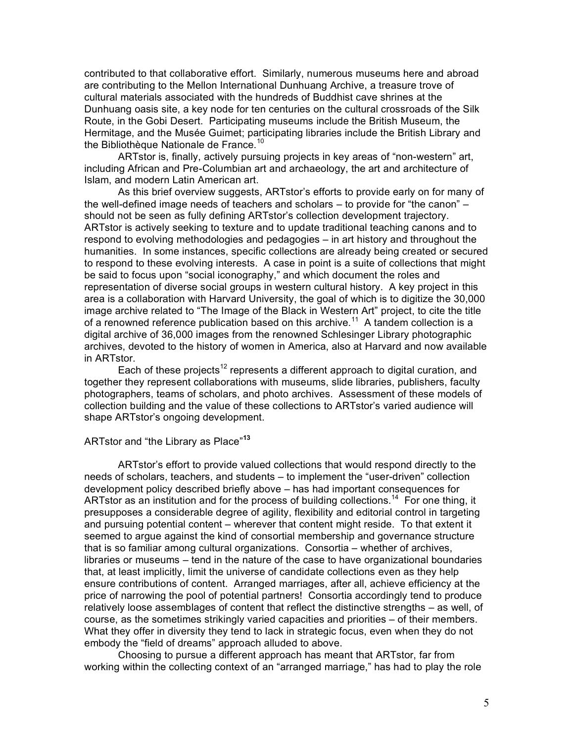contributed to that collaborative effort. Similarly, numerous museums here and abroad are contributing to the Mellon International Dunhuang Archive, a treasure trove of cultural materials associated with the hundreds of Buddhist cave shrines at the Dunhuang oasis site, a key node for ten centuries on the cultural crossroads of the Silk Route, in the Gobi Desert. Participating museums include the British Museum, the Hermitage, and the Musée Guimet; participating libraries include the British Library and the Bibliothèque Nationale de France.[10]

ARTstor is, finally, actively pursuing projects in key areas of "non-western" art, including African and Pre-Columbian art and archaeology, the art and architecture of Islam, and modern Latin American art.

As this brief overview suggests, ARTstor's efforts to provide early on for many of the well-defined image needs of teachers and scholars – to provide for "the canon" – should not be seen as fully defining ARTstor's collection development trajectory. ARTstor is actively seeking to texture and to update traditional teaching canons and to respond to evolving methodologies and pedagogies – in art history and throughout the humanities. In some instances, specific collections are already being created or secured to respond to these evolving interests. A case in point is a suite of collections that might be said to focus upon "social iconography," and which document the roles and representation of diverse social groups in western cultural history. A key project in this area is a collaboration with Harvard University, the goal of which is to digitize the 30,000 image archive related to "The Image of the Black in Western Art" project, to cite the title of a renowned reference publication based on this archive.[11] A tandem collection is a digital archive of 36,000 images from the renowned Schlesinger Library photographic archives, devoted to the history of women in America, also at Harvard and now available in ARTstor.

Each of these projects[12] represents a different approach to digital curation, and together they represent collaborations with museums, slide libraries, publishers, faculty photographers, teams of scholars, and photo archives. Assessment of these models of collection building and the value of these collections to ARTstor's varied audience will shape ARTstor's ongoing development.

## ARTstor and "the Library as Place"[13]

ARTstor's effort to provide valued collections that would respond directly to the needs of scholars, teachers, and students – to implement the "user-driven" collection development policy described briefly above – has had important consequences for ARTstor as an institution and for the process of building collections.[14] For one thing, it presupposes a considerable degree of agility, flexibility and editorial control in targeting and pursuing potential content – wherever that content might reside. To that extent it seemed to argue against the kind of consortial membership and governance structure that is so familiar among cultural organizations. Consortia – whether of archives, libraries or museums – tend in the nature of the case to have organizational boundaries that, at least implicitly, limit the universe of candidate collections even as they help ensure contributions of content. Arranged marriages, after all, achieve efficiency at the price of narrowing the pool of potential partners! Consortia accordingly tend to produce relatively loose assemblages of content that reflect the distinctive strengths – as well, of course, as the sometimes strikingly varied capacities and priorities – of their members. What they offer in diversity they tend to lack in strategic focus, even when they do not embody the "field of dreams" approach alluded to above.

Choosing to pursue a different approach has meant that ARTstor, far from working within the collecting context of an "arranged marriage," has had to play the role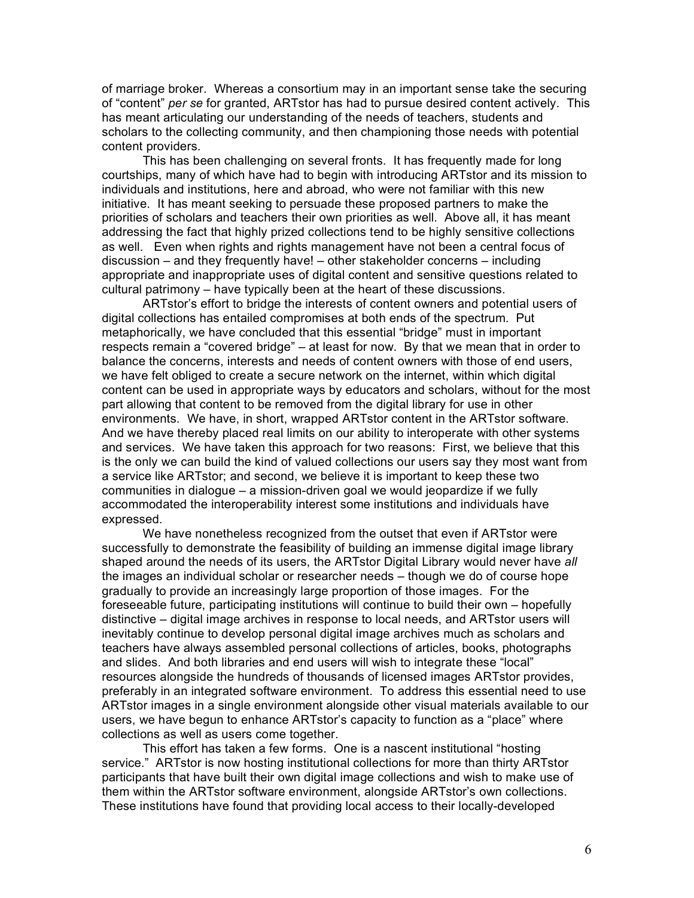of marriage broker. Whereas a consortium may in an important sense take the securing of "content" *per se* for granted, ARTstor has had to pursue desired content actively. This has meant articulating our understanding of the needs of teachers, students and scholars to the collecting community, and then championing those needs with potential content providers.

This has been challenging on several fronts. It has frequently made for long courtships, many of which have had to begin with introducing ARTstor and its mission to individuals and institutions, here and abroad, who were not familiar with this new initiative. It has meant seeking to persuade these proposed partners to make the priorities of scholars and teachers their own priorities as well. Above all, it has meant addressing the fact that highly prized collections tend to be highly sensitive collections as well. Even when rights and rights management have not been a central focus of discussion – and they frequently have! – other stakeholder concerns – including appropriate and inappropriate uses of digital content and sensitive questions related to cultural patrimony – have typically been at the heart of these discussions.

ARTstor's effort to bridge the interests of content owners and potential users of digital collections has entailed compromises at both ends of the spectrum. Put metaphorically, we have concluded that this essential "bridge" must in important respects remain a "covered bridge" – at least for now. By that we mean that in order to balance the concerns, interests and needs of content owners with those of end users, we have felt obliged to create a secure network on the internet, within which digital content can be used in appropriate ways by educators and scholars, without for the most part allowing that content to be removed from the digital library for use in other environments. We have, in short, wrapped ARTstor content in the ARTstor software. And we have thereby placed real limits on our ability to interoperate with other systems and services. We have taken this approach for two reasons: First, we believe that this is the only we can build the kind of valued collections our users say they most want from a service like ARTstor; and second, we believe it is important to keep these two communities in dialogue – a mission-driven goal we would jeopardize if we fully accommodated the interoperability interest some institutions and individuals have expressed.

We have nonetheless recognized from the outset that even if ARTstor were successfully to demonstrate the feasibility of building an immense digital image library shaped around the needs of its users, the ARTstor Digital Library would never have *all* the images an individual scholar or researcher needs – though we do of course hope gradually to provide an increasingly large proportion of those images. For the foreseeable future, participating institutions will continue to build their own – hopefully distinctive – digital image archives in response to local needs, and ARTstor users will inevitably continue to develop personal digital image archives much as scholars and teachers have always assembled personal collections of articles, books, photographs and slides. And both libraries and end users will wish to integrate these "local" resources alongside the hundreds of thousands of licensed images ARTstor provides, preferably in an integrated software environment. To address this essential need to use ARTstor images in a single environment alongside other visual materials available to our users, we have begun to enhance ARTstor's capacity to function as a "place" where collections as well as users come together.

This effort has taken a few forms. One is a nascent institutional "hosting service." ARTstor is now hosting institutional collections for more than thirty ARTstor participants that have built their own digital image collections and wish to make use of them within the ARTstor software environment, alongside ARTstor's own collections. These institutions have found that providing local access to their locally-developed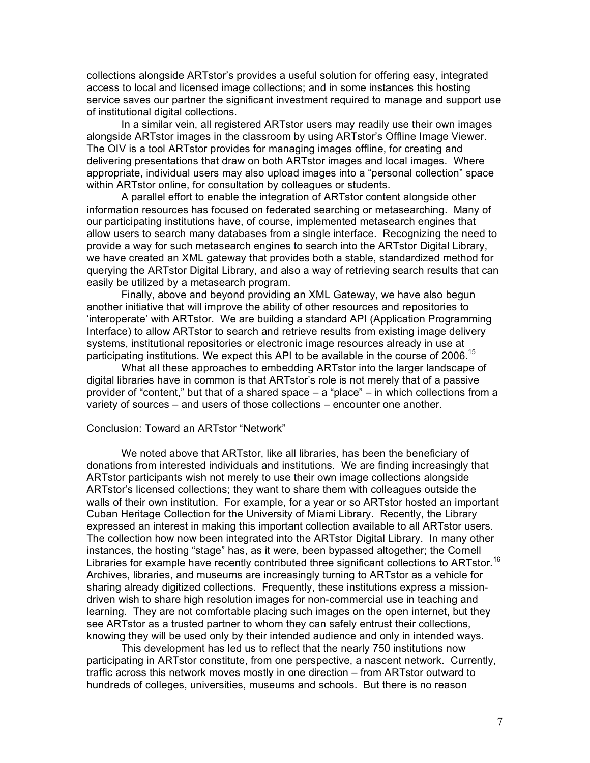collections alongside ARTstor's provides a useful solution for offering easy, integrated access to local and licensed image collections; and in some instances this hosting service saves our partner the significant investment required to manage and support use of institutional digital collections.

In a similar vein, all registered ARTstor users may readily use their own images alongside ARTstor images in the classroom by using ARTstor's Offline Image Viewer. The OIV is a tool ARTstor provides for managing images offline, for creating and delivering presentations that draw on both ARTstor images and local images. Where appropriate, individual users may also upload images into a "personal collection" space within ARTstor online, for consultation by colleagues or students.

A parallel effort to enable the integration of ARTstor content alongside other information resources has focused on federated searching or metasearching. Many of our participating institutions have, of course, implemented metasearch engines that allow users to search many databases from a single interface. Recognizing the need to provide a way for such metasearch engines to search into the ARTstor Digital Library, we have created an XML gateway that provides both a stable, standardized method for querying the ARTstor Digital Library, and also a way of retrieving search results that can easily be utilized by a metasearch program.

Finally, above and beyond providing an XML Gateway, we have also begun another initiative that will improve the ability of other resources and repositories to 'interoperate' with ARTstor. We are building a standard API (Application Programming Interface) to allow ARTstor to search and retrieve results from existing image delivery systems, institutional repositories or electronic image resources already in use at participating institutions. We expect this API to be available in the course of 2006.[15]

What all these approaches to embedding ARTstor into the larger landscape of digital libraries have in common is that ARTstor's role is not merely that of a passive provider of "content," but that of a shared space – a "place" – in which collections from a variety of sources – and users of those collections – encounter one another.

## Conclusion: Toward an ARTstor "Network"

We noted above that ARTstor, like all libraries, has been the beneficiary of donations from interested individuals and institutions. We are finding increasingly that ARTstor participants wish not merely to use their own image collections alongside ARTstor's licensed collections; they want to share them with colleagues outside the walls of their own institution. For example, for a year or so ARTstor hosted an important Cuban Heritage Collection for the University of Miami Library. Recently, the Library expressed an interest in making this important collection available to all ARTstor users. The collection how now been integrated into the ARTstor Digital Library. In many other instances, the hosting "stage" has, as it were, been bypassed altogether; the Cornell Libraries for example have recently contributed three significant collections to ARTstor.[16] Archives, libraries, and museums are increasingly turning to ARTstor as a vehicle for sharing already digitized collections. Frequently, these institutions express a mission-driven wish to share high resolution images for non-commercial use in teaching and learning. They are not comfortable placing such images on the open internet, but they see ARTstor as a trusted partner to whom they can safely entrust their collections, knowing they will be used only by their intended audience and only in intended ways.

This development has led us to reflect that the nearly 750 institutions now participating in ARTstor constitute, from one perspective, a nascent network. Currently, traffic across this network moves mostly in one direction – from ARTstor outward to hundreds of colleges, universities, museums and schools. But there is no reason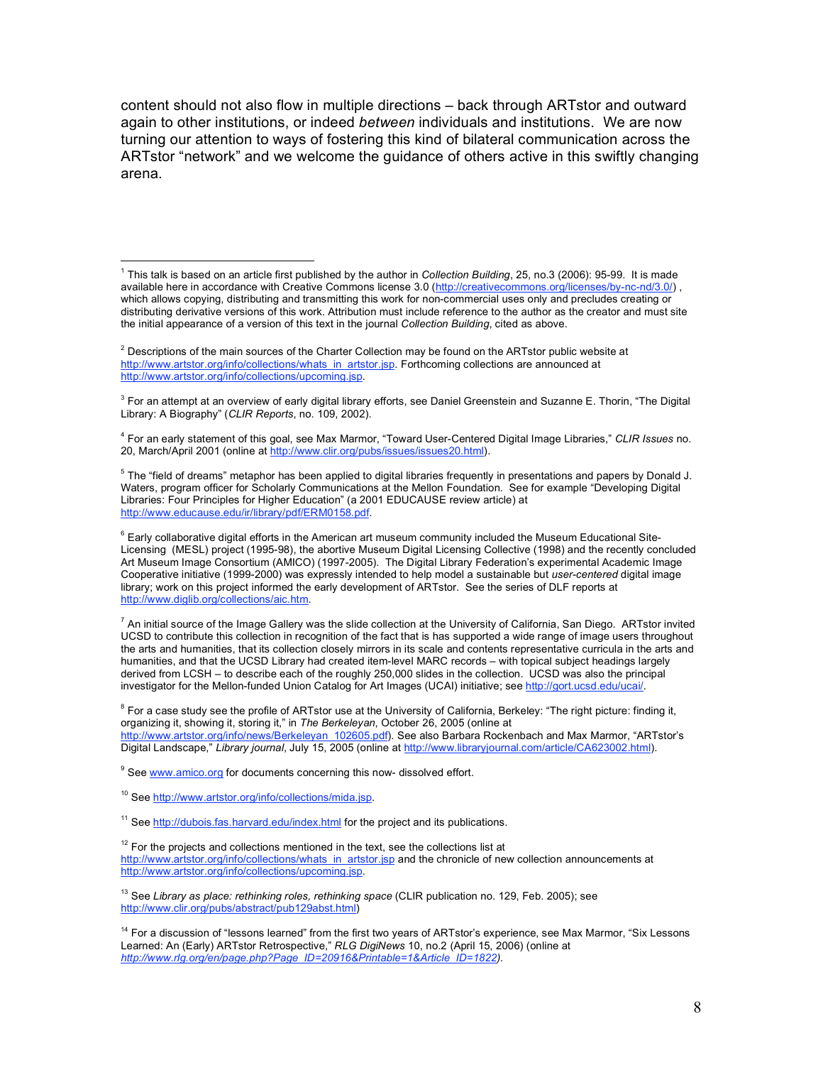content should not also flow in multiple directions – back through ARTstor and outward again to other institutions, or indeed *between* individuals and institutions. We are now turning our attention to ways of fostering this kind of bilateral communication across the ARTstor "network" and we welcome the guidance of others active in this swiftly changing arena.

---

[1] This talk is based on an article first published by the author in *Collection Building*, 25, no.3 (2006): 95-99. It is made available here in accordance with Creative Commons license 3.0 (http://creativecommons.org/licenses/by-nc-nd/3.0/) , which allows copying, distributing and transmitting this work for non-commercial uses only and precludes creating or distributing derivative versions of this work. Attribution must include reference to the author as the creator and must site the initial appearance of a version of this text in the journal *Collection Building*, cited as above.

[2] Descriptions of the main sources of the Charter Collection may be found on the ARTstor public website at http://www.artstor.org/info/collections/whats_in_artstor.jsp. Forthcoming collections are announced at http://www.artstor.org/info/collections/upcoming.jsp.

[3] For an attempt at an overview of early digital library efforts, see Daniel Greenstein and Suzanne E. Thorin, "The Digital Library: A Biography" (*CLIR Reports*, no. 109, 2002).

[4] For an early statement of this goal, see Max Marmor, "Toward User-Centered Digital Image Libraries," *CLIR Issues* no. 20, March/April 2001 (online at http://www.clir.org/pubs/issues/issues20.html).

[5] The "field of dreams" metaphor has been applied to digital libraries frequently in presentations and papers by Donald J. Waters, program officer for Scholarly Communications at the Mellon Foundation. See for example "Developing Digital Libraries: Four Principles for Higher Education" (a 2001 EDUCAUSE review article) at http://www.educause.edu/ir/library/pdf/ERM0158.pdf.

[6] Early collaborative digital efforts in the American art museum community included the Museum Educational Site-Licensing (MESL) project (1995-98), the abortive Museum Digital Licensing Collective (1998) and the recently concluded Art Museum Image Consortium (AMICO) (1997-2005). The Digital Library Federation's experimental Academic Image Cooperative initiative (1999-2000) was expressly intended to help model a sustainable but *user-centered* digital image library; work on this project informed the early development of ARTstor. See the series of DLF reports at http://www.diglib.org/collections/aic.htm.

[7] An initial source of the Image Gallery was the slide collection at the University of California, San Diego. ARTstor invited UCSD to contribute this collection in recognition of the fact that is has supported a wide range of image users throughout the arts and humanities, that its collection closely mirrors in its scale and contents representative curricula in the arts and humanities, and that the UCSD Library had created item-level MARC records – with topical subject headings largely derived from LCSH – to describe each of the roughly 250,000 slides in the collection. UCSD was also the principal investigator for the Mellon-funded Union Catalog for Art Images (UCAI) initiative; see http://gort.ucsd.edu/ucai/.

[8] For a case study see the profile of ARTstor use at the University of California, Berkeley: "The right picture: finding it, organizing it, showing it, storing it," in *The Berkeleyan*, October 26, 2005 (online at http://www.artstor.org/info/news/Berkeleyan_102605.pdf). See also Barbara Rockenbach and Max Marmor, "ARTstor's Digital Landscape," *Library journal*, July 15, 2005 (online at http://www.libraryjournal.com/article/CA623002.html).

[9] See www.amico.org for documents concerning this now- dissolved effort.

[10] See http://www.artstor.org/info/collections/mida.jsp.

[11] See http://dubois.fas.harvard.edu/index.html for the project and its publications.

[12] For the projects and collections mentioned in the text, see the collections list at http://www.artstor.org/info/collections/whats_in_artstor.jsp and the chronicle of new collection announcements at http://www.artstor.org/info/collections/upcoming.jsp.

[13] See *Library as place: rethinking roles, rethinking space* (CLIR publication no. 129, Feb. 2005); see http://www.clir.org/pubs/abstract/pub129abst.html)

[14] For a discussion of "lessons learned" from the first two years of ARTstor's experience, see Max Marmor, "Six Lessons Learned: An (Early) ARTstor Retrospective," *RLG DigiNews* 10, no.2 (April 15, 2006) (online at *http://www.rlg.org/en/page.php?Page_ID=20916&Printable=1&Article_ID=1822).*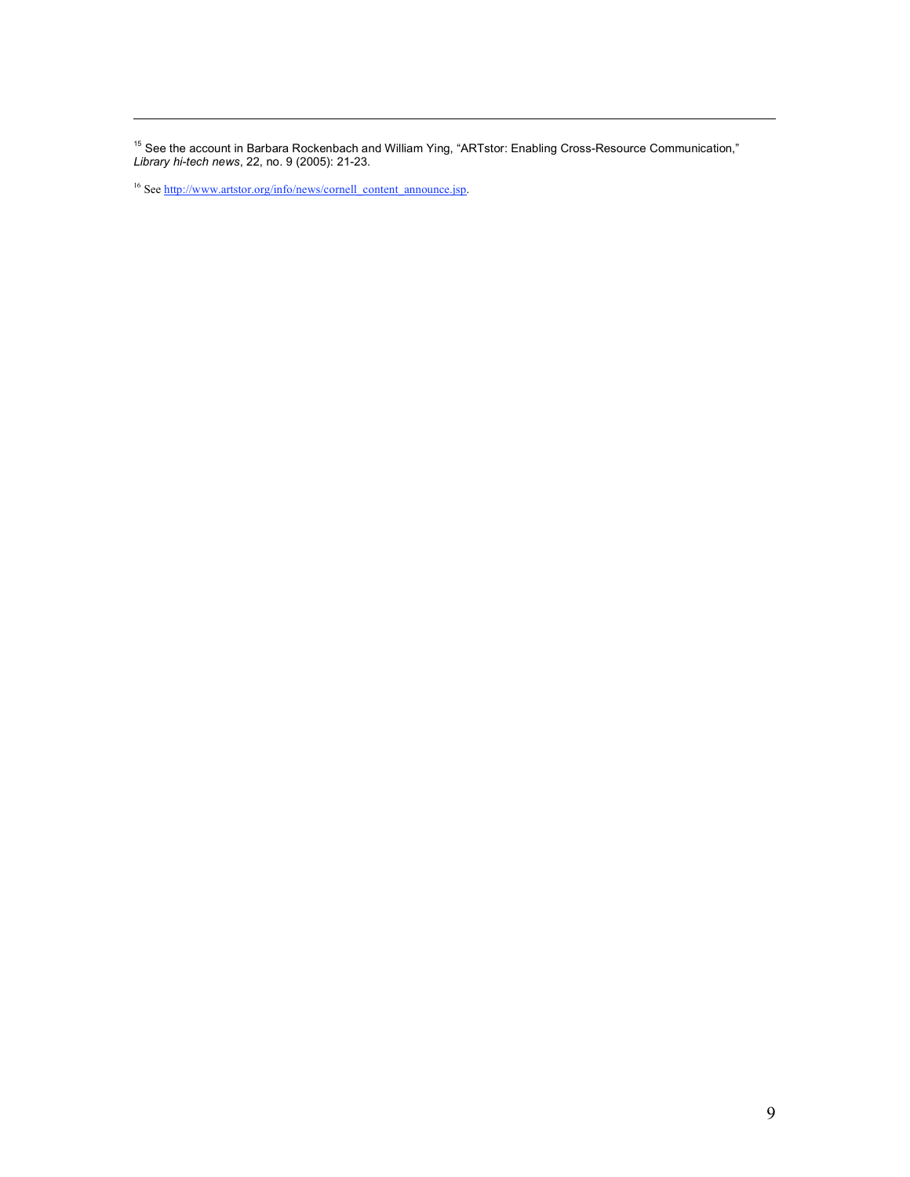[15] See the account in Barbara Rockenbach and William Ying, "ARTstor: Enabling Cross-Resource Communication," *Library hi-tech news*, 22, no. 9 (2005): 21-23.

[16] See http://www.artstor.org/info/news/cornell_content_announce.jsp.